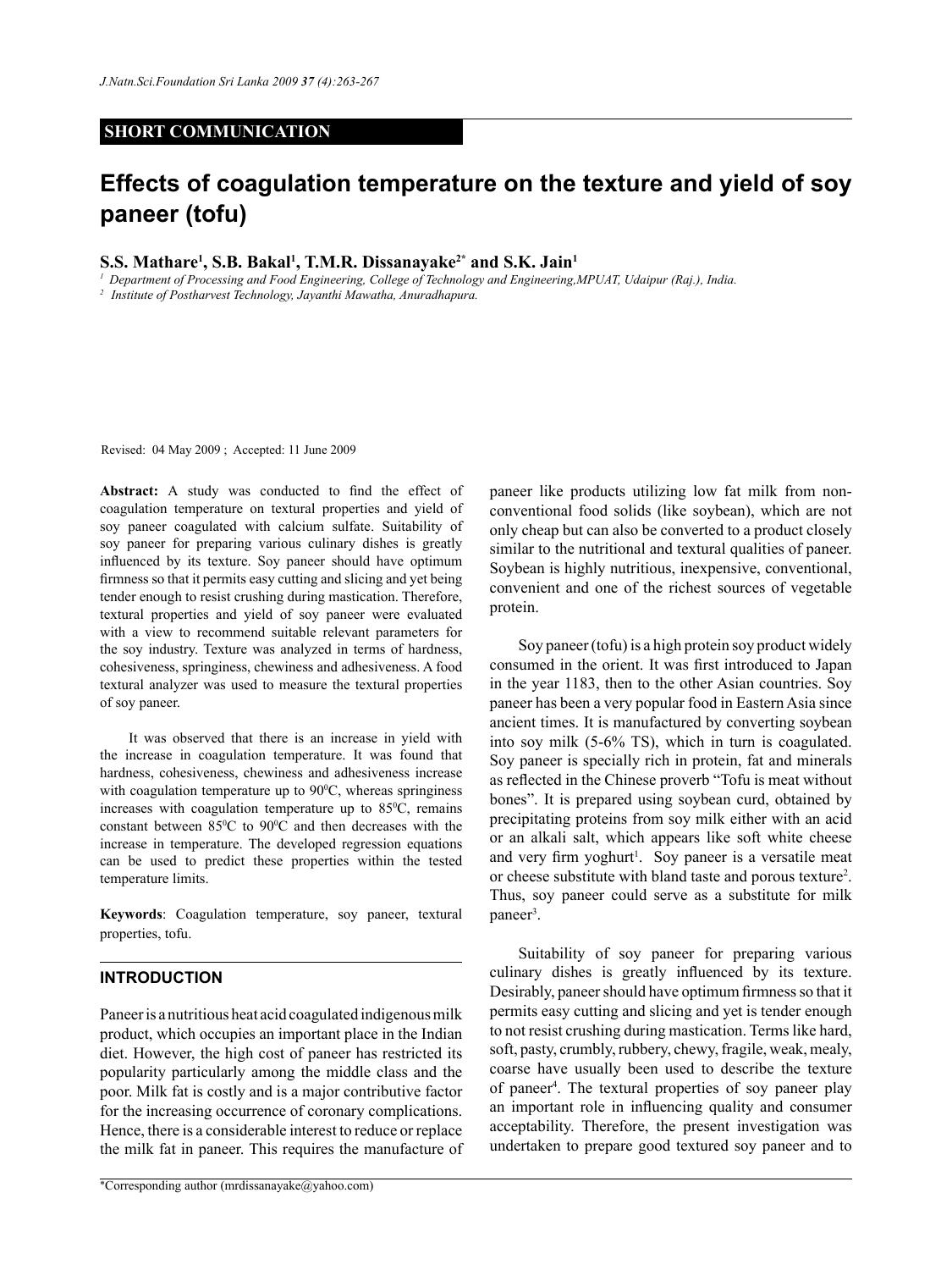**SHORT COMMUNICATION**

# Effects of coagulation temperature on the texture and yield of soy paneer (tofu)

**S.S. Mathare[1], S.B. Bakal[1], T.M.R. Dissanayake[2*] and S.K. Jain[1]**

[1] Department of Processing and Food Engineering, College of Technology and Engineering,MPUAT, Udaipur (Raj.), India.

[2] Institute of Postharvest Technology, Jayanthi Mawatha, Anuradhapura.

Revised: 04 May 2009 ; Accepted: 11 June 2009

**Abstract:** A study was conducted to find the effect of coagulation temperature on textural properties and yield of soy paneer coagulated with calcium sulfate. Suitability of soy paneer for preparing various culinary dishes is greatly influenced by its texture. Soy paneer should have optimum firmness so that it permits easy cutting and slicing and yet being tender enough to resist crushing during mastication. Therefore, textural properties and yield of soy paneer were evaluated with a view to recommend suitable relevant parameters for the soy industry. Texture was analyzed in terms of hardness, cohesiveness, springiness, chewiness and adhesiveness. A food textural analyzer was used to measure the textural properties of soy paneer.

It was observed that there is an increase in yield with the increase in coagulation temperature. It was found that hardness, cohesiveness, chewiness and adhesiveness increase with coagulation temperature up to 90 $^0$C, whereas springiness increases with coagulation temperature up to 85 $^0$C, remains constant between 85 $^0$C to 90 $^0$C and then decreases with the increase in temperature. The developed regression equations can be used to predict these properties within the tested temperature limits.

**Keywords**: Coagulation temperature, soy paneer, textural properties, tofu.

## INTRODUCTION

Paneer is a nutritious heat acid coagulated indigenous milk product, which occupies an important place in the Indian diet. However, the high cost of paneer has restricted its popularity particularly among the middle class and the poor. Milk fat is costly and is a major contributive factor for the increasing occurrence of coronary complications. Hence, there is a considerable interest to reduce or replace the milk fat in paneer. This requires the manufacture of paneer like products utilizing low fat milk from non-conventional food solids (like soybean), which are not only cheap but can also be converted to a product closely similar to the nutritional and textural qualities of paneer. Soybean is highly nutritious, inexpensive, conventional, convenient and one of the richest sources of vegetable protein.

Soy paneer (tofu) is a high protein soy product widely consumed in the orient. It was first introduced to Japan in the year 1183, then to the other Asian countries. Soy paneer has been a very popular food in Eastern Asia since ancient times. It is manufactured by converting soybean into soy milk (5-6% TS), which in turn is coagulated. Soy paneer is specially rich in protein, fat and minerals as reflected in the Chinese proverb "Tofu is meat without bones". It is prepared using soybean curd, obtained by precipitating proteins from soy milk either with an acid or an alkali salt, which appears like soft white cheese and very firm yoghurt[1]. Soy paneer is a versatile meat or cheese substitute with bland taste and porous texture[2]. Thus, soy paneer could serve as a substitute for milk paneer[3].

Suitability of soy paneer for preparing various culinary dishes is greatly influenced by its texture. Desirably, paneer should have optimum firmness so that it permits easy cutting and slicing and yet is tender enough to not resist crushing during mastication. Terms like hard, soft, pasty, crumbly, rubbery, chewy, fragile, weak, mealy, coarse have usually been used to describe the texture of paneer[4]. The textural properties of soy paneer play an important role in influencing quality and consumer acceptability. Therefore, the present investigation was undertaken to prepare good textured soy paneer and to

*Corresponding author (mrdissanayake@yahoo.com)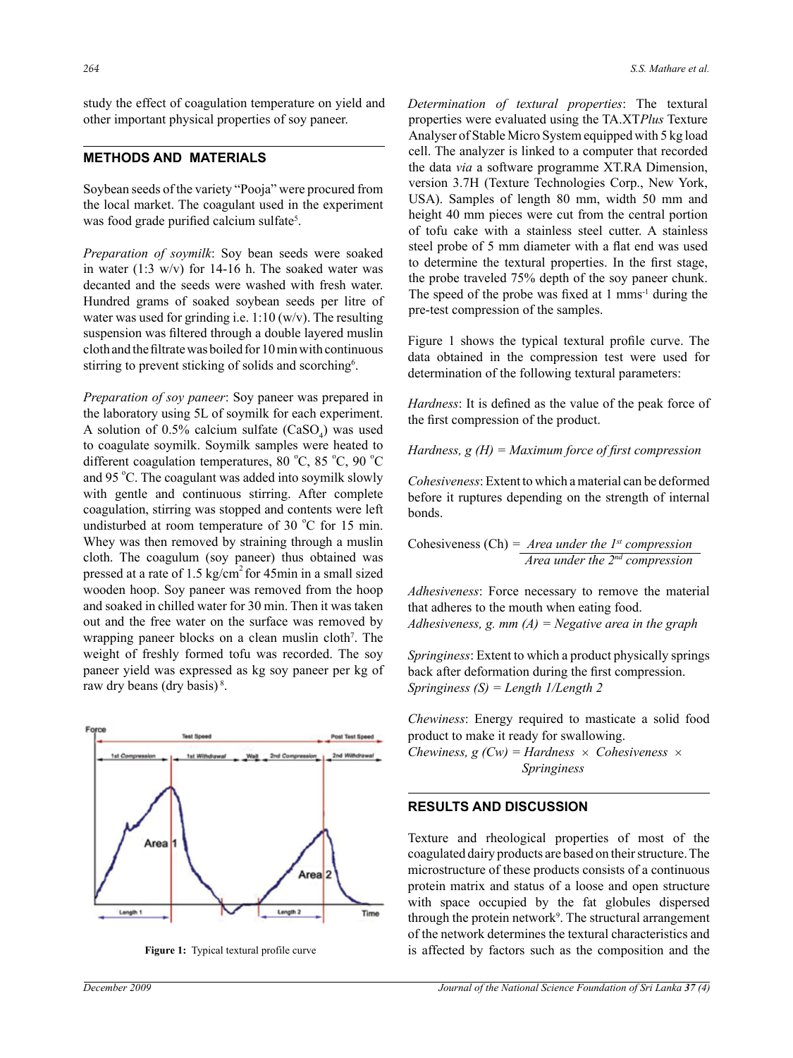study the effect of coagulation temperature on yield and other important physical properties of soy paneer.

## METHODS AND MATERIALS

Soybean seeds of the variety "Pooja" were procured from the local market. The coagulant used in the experiment was food grade purified calcium sulfate[5].

*Preparation of soymilk*: Soy bean seeds were soaked in water (1:3 w/v) for 14-16 h. The soaked water was decanted and the seeds were washed with fresh water. Hundred grams of soaked soybean seeds per litre of water was used for grinding i.e. 1:10 (w/v). The resulting suspension was filtered through a double layered muslin cloth and the filtrate was boiled for 10 min with continuous stirring to prevent sticking of solids and scorching[6].

*Preparation of soy paneer*: Soy paneer was prepared in the laboratory using 5L of soymilk for each experiment. A solution of 0.5% calcium sulfate ($CaSO_4$) was used to coagulate soymilk. Soymilk samples were heated to different coagulation temperatures, 80 °C, 85 °C, 90 °C and 95 °C. The coagulant was added into soymilk slowly with gentle and continuous stirring. After complete coagulation, stirring was stopped and contents were left undisturbed at room temperature of 30 °C for 15 min. Whey was then removed by straining through a muslin cloth. The coagulum (soy paneer) thus obtained was pressed at a rate of 1.5 kg/cm$^2$ for 45min in a small sized wooden hoop. Soy paneer was removed from the hoop and soaked in chilled water for 30 min. Then it was taken out and the free water on the surface was removed by wrapping paneer blocks on a clean muslin cloth[7]. The weight of freshly formed tofu was recorded. The soy paneer yield was expressed as kg soy paneer per kg of raw dry beans (dry basis)[8].

Figure 1: Typical textural profile curve

*Determination of textural properties*: The textural properties were evaluated using the TA.XT*Plus* Texture Analyser of Stable Micro System equipped with 5 kg load cell. The analyzer is linked to a computer that recorded the data *via* a software programme XT.RA Dimension, version 3.7H (Texture Technologies Corp., New York, USA). Samples of length 80 mm, width 50 mm and height 40 mm pieces were cut from the central portion of tofu cake with a stainless steel cutter. A stainless steel probe of 5 mm diameter with a flat end was used to determine the textural properties. In the first stage, the probe traveled 75% depth of the soy paneer chunk. The speed of the probe was fixed at 1 mms$^{-1}$ during the pre-test compression of the samples.

Figure 1 shows the typical textural profile curve. The data obtained in the compression test were used for determination of the following textural parameters:

*Hardness*: It is defined as the value of the peak force of the first compression of the product.

*Hardness, g (H) = Maximum force of first compression*

*Cohesiveness*: Extent to which a material can be deformed before it ruptures depending on the strength of internal bonds.

$$\text{Cohesiveness (Ch)} = \frac{\text{Area under the 1}^{st}\text{ compression}}{\text{Area under the 2}^{nd}\text{ compression}}$$

*Adhesiveness*: Force necessary to remove the material that adheres to the mouth when eating food.
*Adhesiveness, g. mm (A) = Negative area in the graph*

*Springiness*: Extent to which a product physically springs back after deformation during the first compression.
*Springiness (S) = Length 1/Length 2*

*Chewiness*: Energy required to masticate a solid food product to make it ready for swallowing.
*Chewiness, g (Cw) = Hardness × Cohesiveness × Springiness*

## RESULTS AND DISCUSSION

Texture and rheological properties of most of the coagulated dairy products are based on their structure. The microstructure of these products consists of a continuous protein matrix and status of a loose and open structure with space occupied by the fat globules dispersed through the protein network[9]. The structural arrangement of the network determines the textural characteristics and is affected by factors such as the composition and the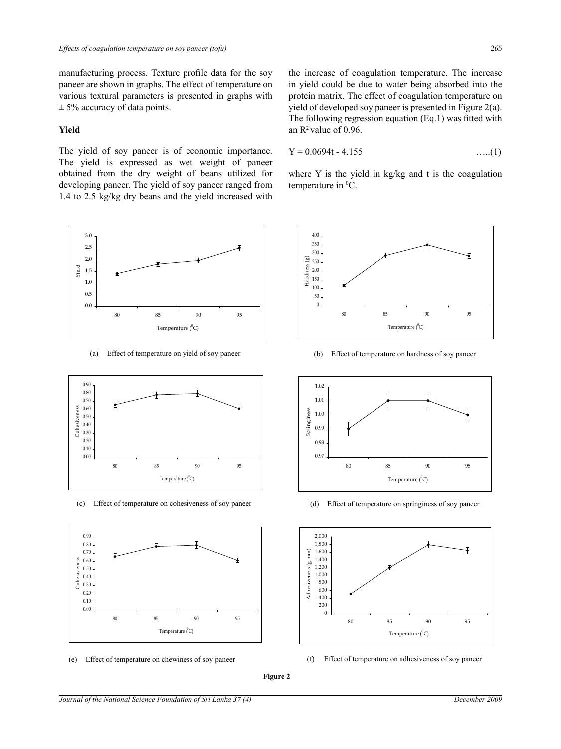manufacturing process. Texture profile data for the soy paneer are shown in graphs. The effect of temperature on various textural parameters is presented in graphs with ± 5% accuracy of data points.

### Yield

The yield of soy paneer is of economic importance. The yield is expressed as wet weight of paneer obtained from the dry weight of beans utilized for developing paneer. The yield of soy paneer ranged from 1.4 to 2.5 kg/kg dry beans and the yield increased with the increase of coagulation temperature. The increase in yield could be due to water being absorbed into the protein matrix. The effect of coagulation temperature on yield of developed soy paneer is presented in Figure 2(a). The following regression equation (Eq.1) was fitted with an $R^2$ value of 0.96.

$$Y = 0.0694t - 4.155 \qquad \text{.....(1)}$$

where Y is the yield in kg/kg and t is the coagulation temperature in $^0$C.

(a) Effect of temperature on yield of soy paneer

(b) Effect of temperature on hardness of soy paneer

(c) Effect of temperature on cohesiveness of soy paneer

(d) Effect of temperature on springiness of soy paneer

(e) Effect of temperature on chewiness of soy paneer

(f) Effect of temperature on adhesiveness of soy paneer

**Figure 2**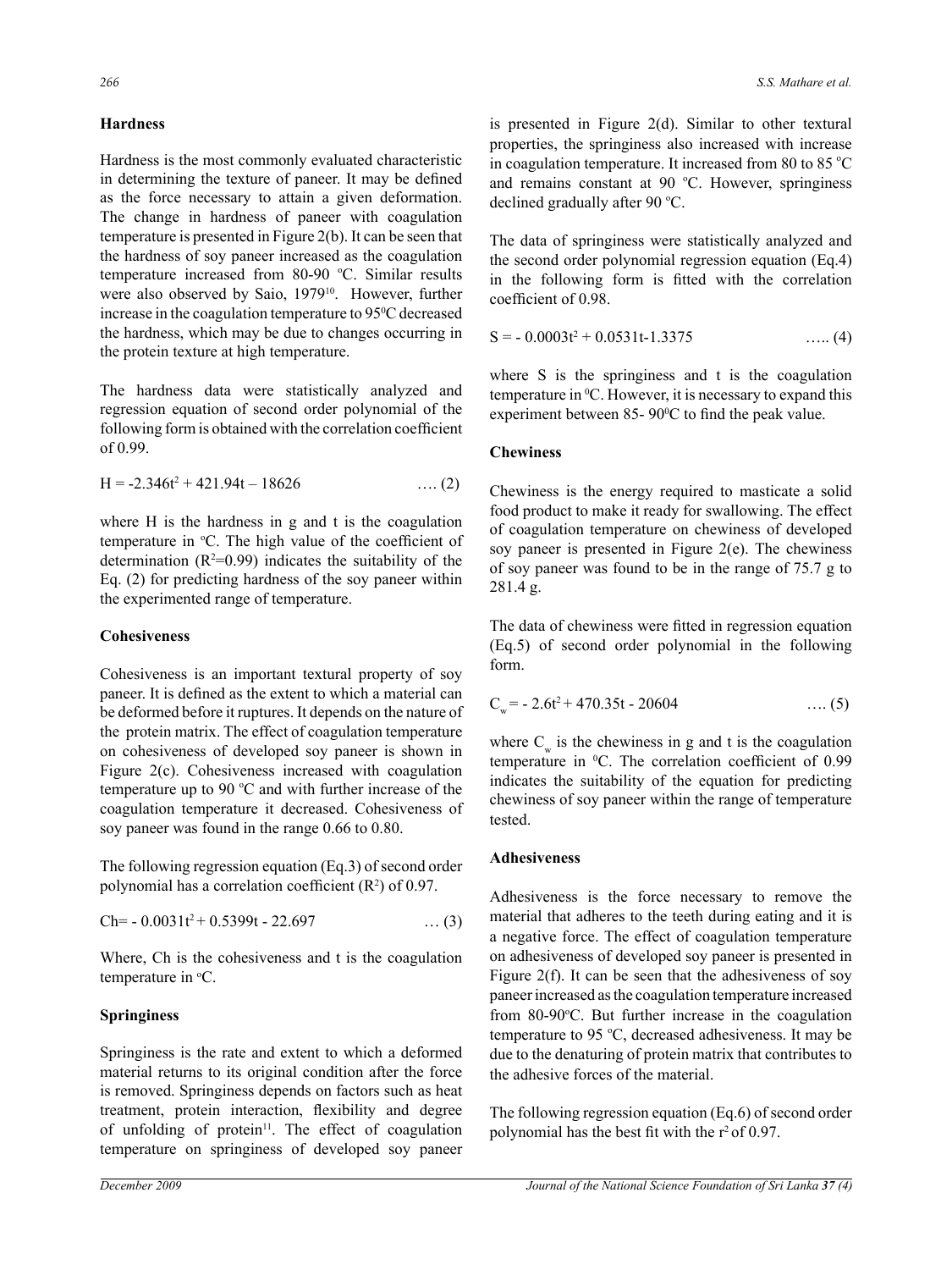## Hardness

Hardness is the most commonly evaluated characteristic in determining the texture of paneer. It may be defined as the force necessary to attain a given deformation. The change in hardness of paneer with coagulation temperature is presented in Figure 2(b). It can be seen that the hardness of soy paneer increased as the coagulation temperature increased from 80-90 ºC. Similar results were also observed by Saio, 1979[10]. However, further increase in the coagulation temperature to 95⁰C decreased the hardness, which may be due to changes occurring in the protein texture at high temperature.

The hardness data were statistically analyzed and regression equation of second order polynomial of the following form is obtained with the correlation coefficient of 0.99.

$$H = -2.346t^2 + 421.94t - 18626 \quad \text{.... (2)}$$

where H is the hardness in g and t is the coagulation temperature in ºC. The high value of the coefficient of determination ($R^2$=0.99) indicates the suitability of the Eq. (2) for predicting hardness of the soy paneer within the experimented range of temperature.

## Cohesiveness

Cohesiveness is an important textural property of soy paneer. It is defined as the extent to which a material can be deformed before it ruptures. It depends on the nature of the protein matrix. The effect of coagulation temperature on cohesiveness of developed soy paneer is shown in Figure 2(c). Cohesiveness increased with coagulation temperature up to 90 ºC and with further increase of the coagulation temperature it decreased. Cohesiveness of soy paneer was found in the range 0.66 to 0.80.

The following regression equation (Eq.3) of second order polynomial has a correlation coefficient ($R^2$) of 0.97.

$$Ch = -0.0031t^2 + 0.5399t - 22.697 \quad \text{... (3)}$$

Where, Ch is the cohesiveness and t is the coagulation temperature in ºC.

## Springiness

Springiness is the rate and extent to which a deformed material returns to its original condition after the force is removed. Springiness depends on factors such as heat treatment, protein interaction, flexibility and degree of unfolding of protein[11]. The effect of coagulation temperature on springiness of developed soy paneer is presented in Figure 2(d). Similar to other textural properties, the springiness also increased with increase in coagulation temperature. It increased from 80 to 85 ºC and remains constant at 90 ºC. However, springiness declined gradually after 90 ºC.

The data of springiness were statistically analyzed and the second order polynomial regression equation (Eq.4) in the following form is fitted with the correlation coefficient of 0.98.

$$S = -0.0003t^2 + 0.0531t - 1.3375 \quad \text{..... (4)}$$

where S is the springiness and t is the coagulation temperature in ⁰C. However, it is necessary to expand this experiment between 85- 90⁰C to find the peak value.

## Chewiness

Chewiness is the energy required to masticate a solid food product to make it ready for swallowing. The effect of coagulation temperature on chewiness of developed soy paneer is presented in Figure 2(e). The chewiness of soy paneer was found to be in the range of 75.7 g to 281.4 g.

The data of chewiness were fitted in regression equation (Eq.5) of second order polynomial in the following form.

$$C_w = -2.6t^2 + 470.35t - 20604 \quad \text{.... (5)}$$

where $C_w$ is the chewiness in g and t is the coagulation temperature in ⁰C. The correlation coefficient of 0.99 indicates the suitability of the equation for predicting chewiness of soy paneer within the range of temperature tested.

## Adhesiveness

Adhesiveness is the force necessary to remove the material that adheres to the teeth during eating and it is a negative force. The effect of coagulation temperature on adhesiveness of developed soy paneer is presented in Figure 2(f). It can be seen that the adhesiveness of soy paneer increased as the coagulation temperature increased from 80-90ºC. But further increase in the coagulation temperature to 95 ºC, decreased adhesiveness. It may be due to the denaturing of protein matrix that contributes to the adhesive forces of the material.

The following regression equation (Eq.6) of second order polynomial has the best fit with the $r^2$ of 0.97.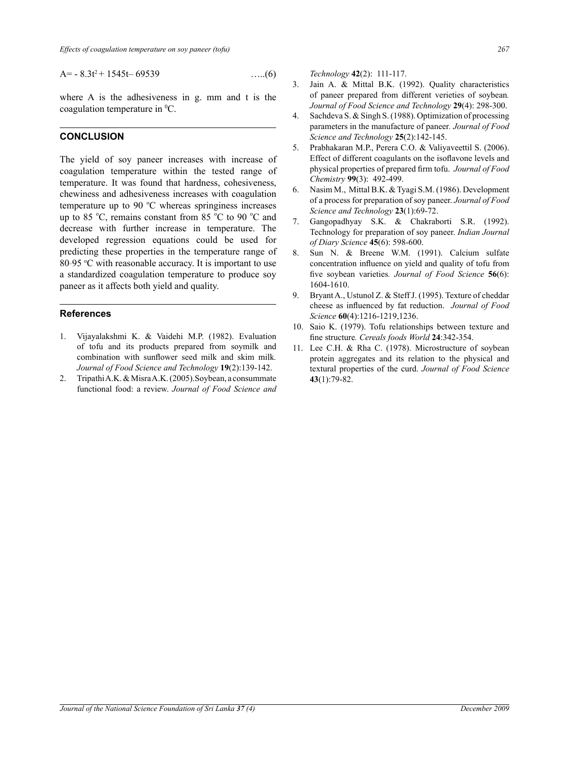$$A = -8.3t^2 + 1545t - 69539 \quad \text{.....(6)}$$

where A is the adhesiveness in g. mm and t is the coagulation temperature in $^0$C.

## CONCLUSION

The yield of soy paneer increases with increase of coagulation temperature within the tested range of temperature. It was found that hardness, cohesiveness, chewiness and adhesiveness increases with coagulation temperature up to 90 $^o$C whereas springiness increases up to 85 $^o$C, remains constant from 85 $^o$C to 90 $^o$C and decrease with further increase in temperature. The developed regression equations could be used for predicting these properties in the temperature range of 80–95 $^o$C with reasonable accuracy. It is important to use a standardized coagulation temperature to produce soy paneer as it affects both yield and quality.

## References

1. Vijayalakshmi K. & Vaidehi M.P. (1982). Evaluation of tofu and its products prepared from soymilk and combination with sunflower seed milk and skim milk*. Journal of Food Science and Technology* **19**(2):139-142.
2. Tripathi A.K. & Misra A.K. (2005). Soybean, a consummate functional food: a review. *Journal of Food Science and Technology* **42**(2): 111-117.
3. Jain A. & Mittal B.K. (1992). Quality characteristics of paneer prepared from different verieties of soybean*. Journal of Food Science and Technology* **29**(4): 298-300.
4. Sachdeva S. & Singh S. (1988). Optimization of processing parameters in the manufacture of paneer*. Journal of Food Science and Technology* **25**(2):142-145.
5. Prabhakaran M.P., Perera C.O. & Valiyaveettil S. (2006). Effect of different coagulants on the isoflavone levels and physical properties of prepared firm tofu. *Journal of Food Chemistry* **99**(3): 492-499.
6. Nasim M., Mittal B.K. & Tyagi S.M. (1986). Development of a process for preparation of soy paneer. *Journal of Food Science and Technology* **23**(1):69-72.
7. Gangopadhyay S.K. & Chakraborti S.R. (1992). Technology for preparation of soy paneer. *Indian Journal of Diary Science* **45**(6): 598-600.
8. Sun N. & Breene W.M. (1991). Calcium sulfate concentration influence on yield and quality of tofu from five soybean varieties*. Journal of Food Science* **56**(6): 1604-1610.
9. Bryant A., Ustunol Z. & Steff J. (1995). Texture of cheddar cheese as influenced by fat reduction. *Journal of Food Science* **60**(4):1216-1219,1236.
10. Saio K. (1979). Tofu relationships between texture and fine structure*. Cereals foods World* **24**:342-354.
11. Lee C.H. & Rha C. (1978). Microstructure of soybean protein aggregates and its relation to the physical and textural properties of the curd. *Journal of Food Science* **43**(1):79-82.